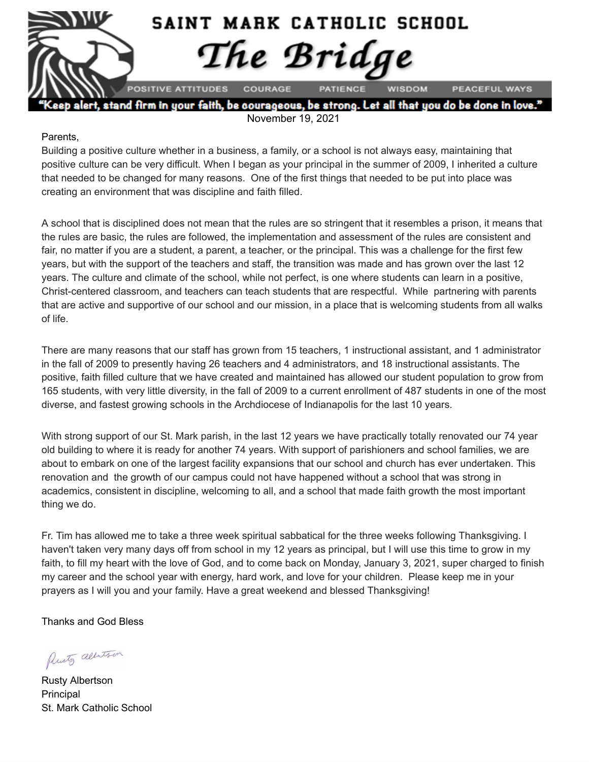# SAINT MARK CATHOLIC SCHOOL

## The Bridge

POSITIVE ATTITUDES · COURAGE · PATIENCE · WISDOM · PEACEFUL WAYS

**"Keep alert, stand firm in your faith, be courageous, be strong. Let all that you do be done in love."**

November 19, 2021

Parents,

Building a positive culture whether in a business, a family, or a school is not always easy, maintaining that positive culture can be very difficult. When I began as your principal in the summer of 2009, I inherited a culture that needed to be changed for many reasons. One of the first things that needed to be put into place was creating an environment that was discipline and faith filled.

A school that is disciplined does not mean that the rules are so stringent that it resembles a prison, it means that the rules are basic, the rules are followed, the implementation and assessment of the rules are consistent and fair, no matter if you are a student, a parent, a teacher, or the principal. This was a challenge for the first few years, but with the support of the teachers and staff, the transition was made and has grown over the last 12 years. The culture and climate of the school, while not perfect, is one where students can learn in a positive, Christ-centered classroom, and teachers can teach students that are respectful. While partnering with parents that are active and supportive of our school and our mission, in a place that is welcoming students from all walks of life.

There are many reasons that our staff has grown from 15 teachers, 1 instructional assistant, and 1 administrator in the fall of 2009 to presently having 26 teachers and 4 administrators, and 18 instructional assistants. The positive, faith filled culture that we have created and maintained has allowed our student population to grow from 165 students, with very little diversity, in the fall of 2009 to a current enrollment of 487 students in one of the most diverse, and fastest growing schools in the Archdiocese of Indianapolis for the last 10 years.

With strong support of our St. Mark parish, in the last 12 years we have practically totally renovated our 74 year old building to where it is ready for another 74 years. With support of parishioners and school families, we are about to embark on one of the largest facility expansions that our school and church has ever undertaken. This renovation and the growth of our campus could not have happened without a school that was strong in academics, consistent in discipline, welcoming to all, and a school that made faith growth the most important thing we do.

Fr. Tim has allowed me to take a three week spiritual sabbatical for the three weeks following Thanksgiving. I haven't taken very many days off from school in my 12 years as principal, but I will use this time to grow in my faith, to fill my heart with the love of God, and to come back on Monday, January 3, 2021, super charged to finish my career and the school year with energy, hard work, and love for your children. Please keep me in your prayers as I will you and your family. Have a great weekend and blessed Thanksgiving!

Thanks and God Bless

*Rusty Albertson*

Rusty Albertson  
Principal  
St. Mark Catholic School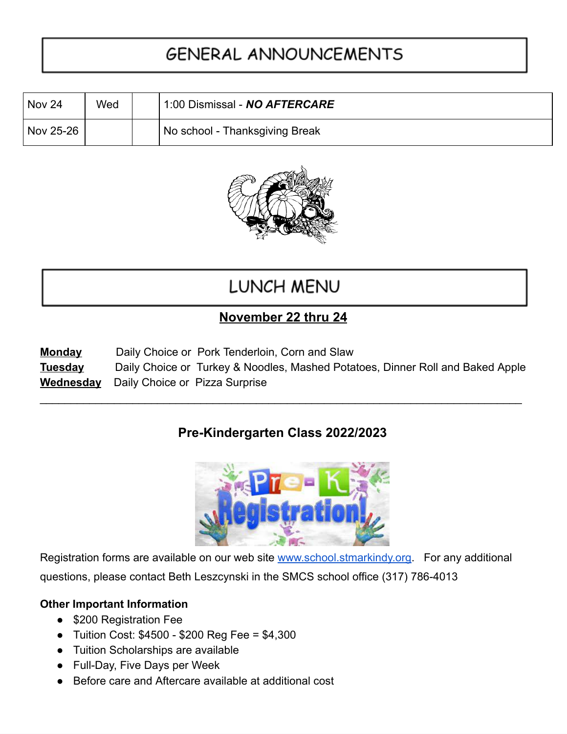# GENERAL ANNOUNCEMENTS

| | | | |
|---|---|---|---|
| Nov 24 | Wed | | 1:00 Dismissal - ***NO AFTERCARE*** |
| Nov 25-26 | | | No school - Thanksgiving Break |

# LUNCH MENU

## November 22 thru 24

**Monday** Daily Choice or Pork Tenderloin, Corn and Slaw
**Tuesday** Daily Choice or Turkey & Noodles, Mashed Potatoes, Dinner Roll and Baked Apple
**Wednesday** Daily Choice or Pizza Surprise

---

## Pre-Kindergarten Class 2022/2023

Registration forms are available on our web site www.school.stmarkindy.org. For any additional questions, please contact Beth Leszczynski in the SMCS school office (317) 786-4013

**Other Important Information**

- $200 Registration Fee
- Tuition Cost: $4500 - $200 Reg Fee = $4,300
- Tuition Scholarships are available
- Full-Day, Five Days per Week
- Before care and Aftercare available at additional cost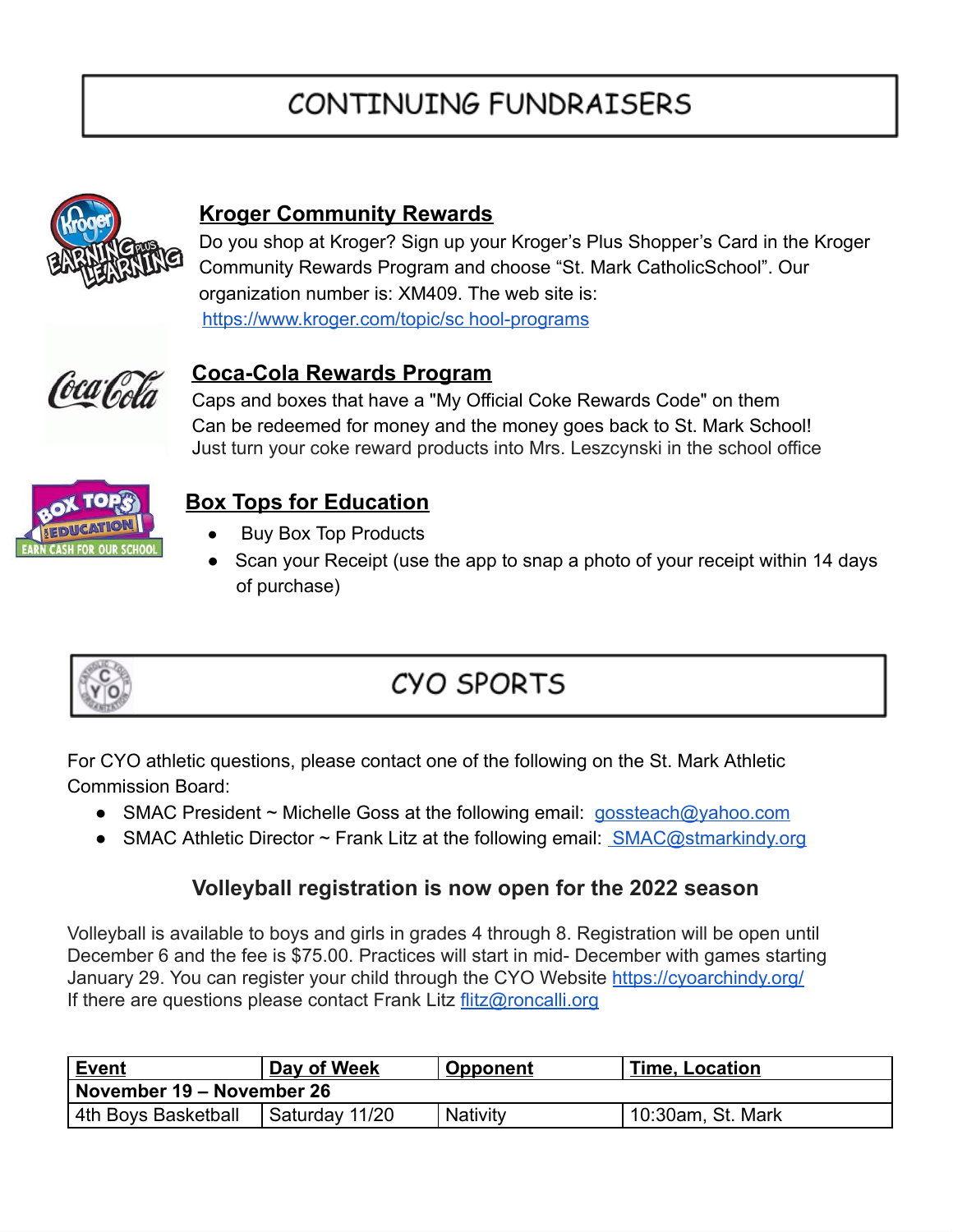# CONTINUING FUNDRAISERS

### Kroger Community Rewards

Do you shop at Kroger? Sign up your Kroger's Plus Shopper's Card in the Kroger Community Rewards Program and choose "St. Mark CatholicSchool". Our organization number is: XM409. The web site is: https://www.kroger.com/topic/sc hool-programs

### Coca-Cola Rewards Program

Caps and boxes that have a "My Official Coke Rewards Code" on them Can be redeemed for money and the money goes back to St. Mark School! Just turn your coke reward products into Mrs. Leszczynski in the school office

### Box Tops for Education

- Buy Box Top Products
- Scan your Receipt (use the app to snap a photo of your receipt within 14 days of purchase)

# CYO SPORTS

For CYO athletic questions, please contact one of the following on the St. Mark Athletic Commission Board:

- SMAC President ~ Michelle Goss at the following email: gossteach@yahoo.com
- SMAC Athletic Director ~ Frank Litz at the following email: SMAC@stmarkindy.org

### Volleyball registration is now open for the 2022 season

Volleyball is available to boys and girls in grades 4 through 8. Registration will be open until December 6 and the fee is $75.00. Practices will start in mid- December with games starting January 29. You can register your child through the CYO Website https://cyoarchindy.org/
If there are questions please contact Frank Litz flitz@roncalli.org

| Event | Day of Week | Opponent | Time, Location |
|---|---|---|---|
| **November 19 – November 26** | | | |
| 4th Boys Basketball | Saturday 11/20 | Nativity | 10:30am, St. Mark |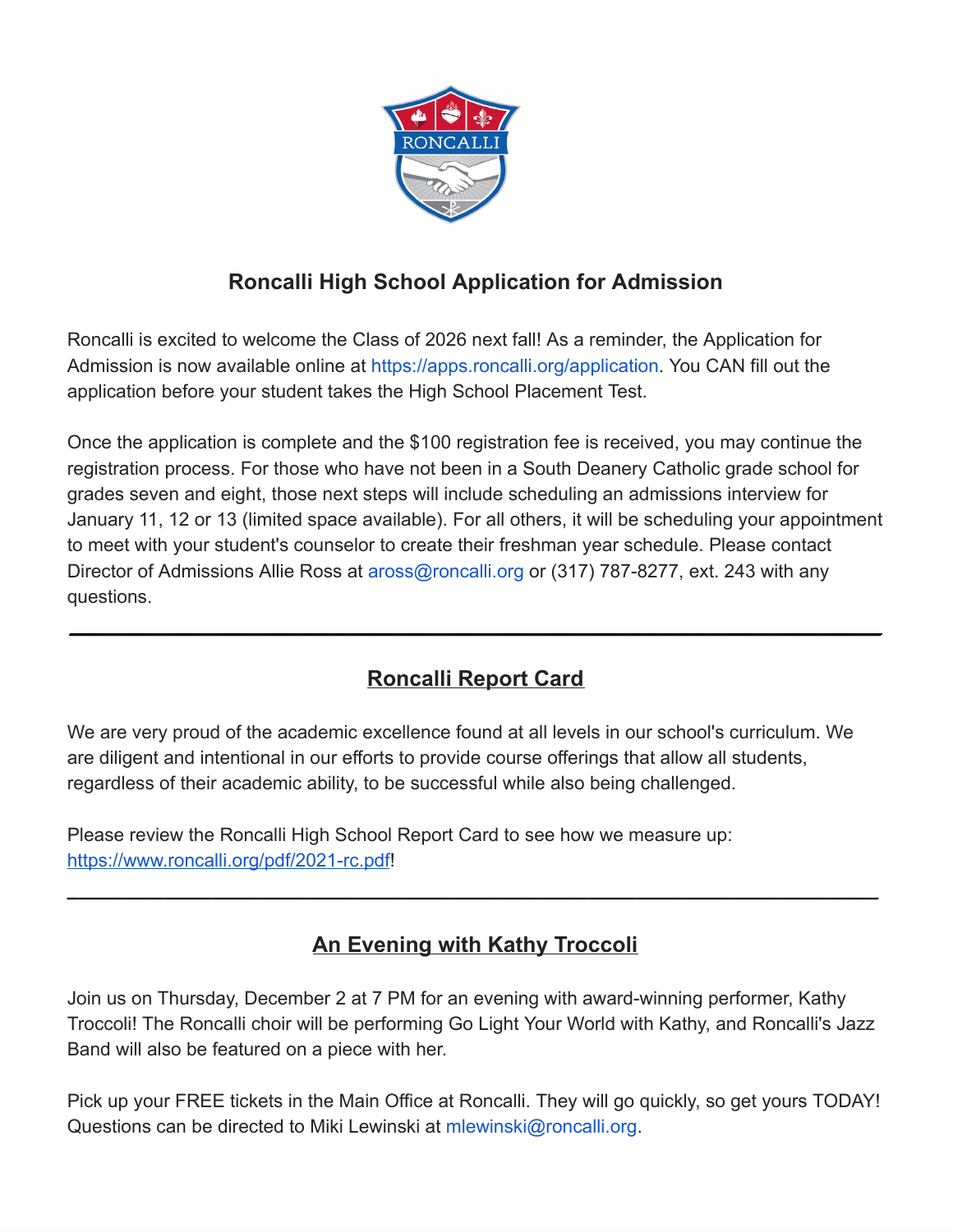## Roncalli High School Application for Admission

Roncalli is excited to welcome the Class of 2026 next fall! As a reminder, the Application for Admission is now available online at https://apps.roncalli.org/application. You CAN fill out the application before your student takes the High School Placement Test.

Once the application is complete and the $100 registration fee is received, you may continue the registration process. For those who have not been in a South Deanery Catholic grade school for grades seven and eight, those next steps will include scheduling an admissions interview for January 11, 12 or 13 (limited space available). For all others, it will be scheduling your appointment to meet with your student's counselor to create their freshman year schedule. Please contact Director of Admissions Allie Ross at aross@roncalli.org or (317) 787-8277, ext. 243 with any questions.

---

## Roncalli Report Card

We are very proud of the academic excellence found at all levels in our school's curriculum. We are diligent and intentional in our efforts to provide course offerings that allow all students, regardless of their academic ability, to be successful while also being challenged.

Please review the Roncalli High School Report Card to see how we measure up: https://www.roncalli.org/pdf/2021-rc.pdf!

---

## An Evening with Kathy Troccoli

Join us on Thursday, December 2 at 7 PM for an evening with award-winning performer, Kathy Troccoli! The Roncalli choir will be performing Go Light Your World with Kathy, and Roncalli's Jazz Band will also be featured on a piece with her.

Pick up your FREE tickets in the Main Office at Roncalli. They will go quickly, so get yours TODAY! Questions can be directed to Miki Lewinski at mlewinski@roncalli.org.